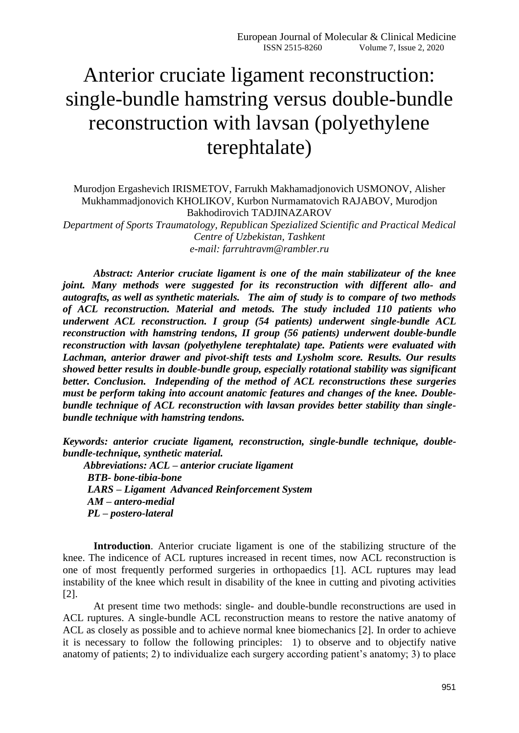# Anterior cruciate ligament reconstruction: single-bundle hamstring versus double-bundle reconstruction with lavsan (polyethylene terephtalate)

Murodjon Ergashevich IRISMETOV, Farrukh Makhamadjonovich USMONOV, Alisher Mukhammadjonovich KHOLIKOV, Kurbon Nurmamatovich RAJABOV, Murodjon Bakhodirovich TADJINAZAROV

*Department of Sports Traumatology, Republican Spezialized Scientific and Practical Medical Centre of Uzbekistan, Tashkent*

*e-mail: farruhtravm@rambler.ru*

***Abstract: Anterior cruciate ligament is one of the main stabilizateur of the knee joint. Many methods were suggested for its reconstruction with different allo- and autografts, as well as synthetic materials. The aim of study is to compare of two methods of ACL reconstruction. Material and metods. The study included 110 patients who underwent ACL reconstruction. I group (54 patients) underwent single-bundle ACL reconstruction with hamstring tendons, II group (56 patients) underwent double-bundle reconstruction with lavsan (polyethylene terephtalate) tape. Patients were evaluated with Lachman, anterior drawer and pivot-shift tests and Lysholm score. Results. Our results showed better results in double-bundle group, especially rotational stability was significant better. Conclusion. Independing of the method of ACL reconstructions these surgeries must be perform taking into account anatomic features and changes of the knee. Double-bundle technique of ACL reconstruction with lavsan provides better stability than single-bundle technique with hamstring tendons.***

***Keywords: anterior cruciate ligament, reconstruction, single-bundle technique, double-bundle-technique, synthetic material.***

***Abbreviations: ACL – anterior cruciate ligament***
***BTB- bone-tibia-bone***
***LARS – Ligament Advanced Reinforcement System***
***AM – antero-medial***
***PL – postero-lateral***

**Introduction**. Anterior cruciate ligament is one of the stabilizing structure of the knee. The indicence of ACL ruptures increased in recent times, now ACL reconstruction is one of most frequently performed surgeries in orthopaedics [1]. ACL ruptures may lead instability of the knee which result in disability of the knee in cutting and pivoting activities [2].

At present time two methods: single- and double-bundle reconstructions are used in ACL ruptures. A single-bundle ACL reconstruction means to restore the native anatomy of ACL as closely as possible and to achieve normal knee biomechanics [2]. In order to achieve it is necessary to follow the following principles: 1) to observe and to objectify native anatomy of patients; 2) to individualize each surgery according patient's anatomy; 3) to place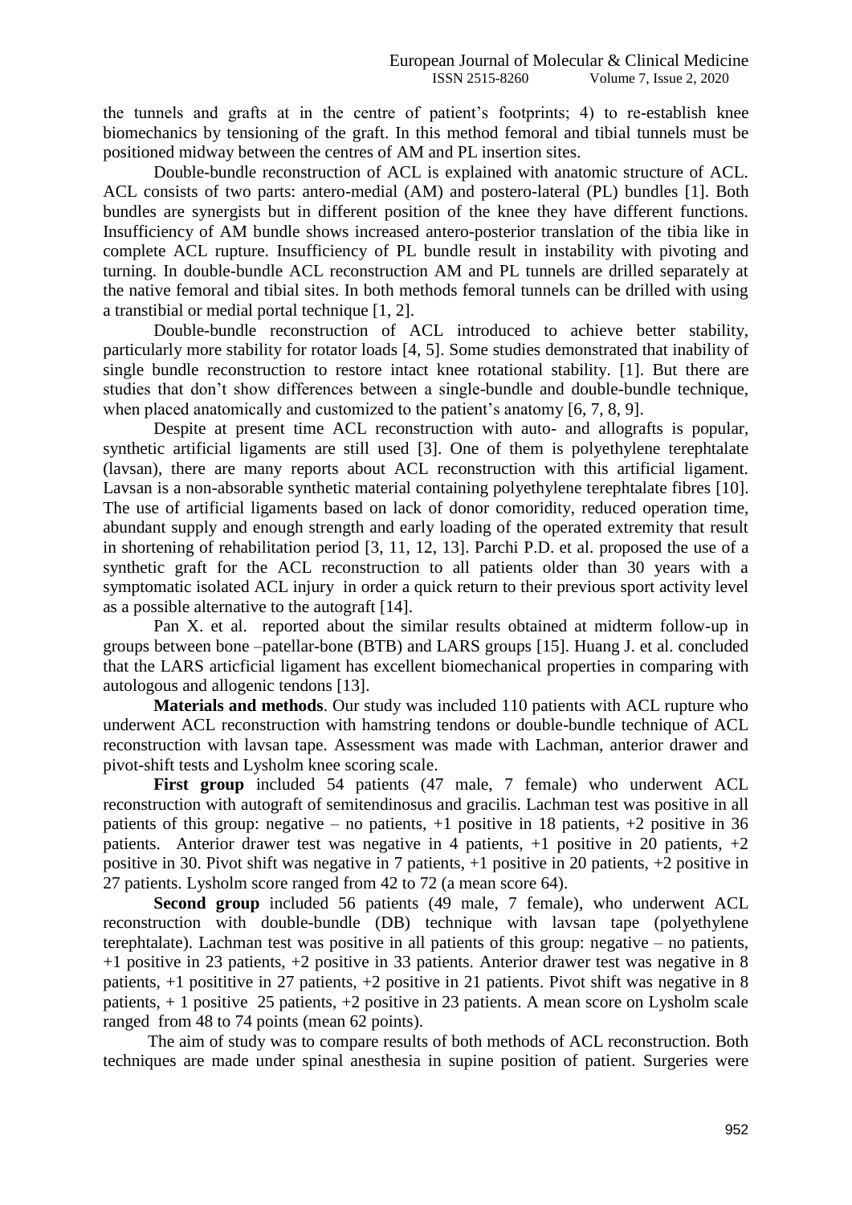the tunnels and grafts at in the centre of patient's footprints; 4) to re-establish knee biomechanics by tensioning of the graft. In this method femoral and tibial tunnels must be positioned midway between the centres of AM and PL insertion sites.

Double-bundle reconstruction of ACL is explained with anatomic structure of ACL. ACL consists of two parts: antero-medial (AM) and postero-lateral (PL) bundles [1]. Both bundles are synergists but in different position of the knee they have different functions. Insufficiency of AM bundle shows increased antero-posterior translation of the tibia like in complete ACL rupture. Insufficiency of PL bundle result in instability with pivoting and turning. In double-bundle ACL reconstruction AM and PL tunnels are drilled separately at the native femoral and tibial sites. In both methods femoral tunnels can be drilled with using a transtibial or medial portal technique [1, 2].

Double-bundle reconstruction of ACL introduced to achieve better stability, particularly more stability for rotator loads [4, 5]. Some studies demonstrated that inability of single bundle reconstruction to restore intact knee rotational stability. [1]. But there are studies that don't show differences between a single-bundle and double-bundle technique, when placed anatomically and customized to the patient's anatomy [6, 7, 8, 9].

Despite at present time ACL reconstruction with auto- and allografts is popular, synthetic artificial ligaments are still used [3]. One of them is polyethylene terephtalate (lavsan), there are many reports about ACL reconstruction with this artificial ligament. Lavsan is a non-absorable synthetic material containing polyethylene terephtalate fibres [10]. The use of artificial ligaments based on lack of donor comoridity, reduced operation time, abundant supply and enough strength and early loading of the operated extremity that result in shortening of rehabilitation period [3, 11, 12, 13]. Parchi P.D. et al. proposed the use of a synthetic graft for the ACL reconstruction to all patients older than 30 years with a symptomatic isolated ACL injury in order a quick return to their previous sport activity level as a possible alternative to the autograft [14].

Pan X. et al. reported about the similar results obtained at midterm follow-up in groups between bone –patellar-bone (BTB) and LARS groups [15]. Huang J. et al. concluded that the LARS articficial ligament has excellent biomechanical properties in comparing with autologous and allogenic tendons [13].

**Materials and methods**. Our study was included 110 patients with ACL rupture who underwent ACL reconstruction with hamstring tendons or double-bundle technique of ACL reconstruction with lavsan tape. Assessment was made with Lachman, anterior drawer and pivot-shift tests and Lysholm knee scoring scale.

**First group** included 54 patients (47 male, 7 female) who underwent ACL reconstruction with autograft of semitendinosus and gracilis. Lachman test was positive in all patients of this group: negative – no patients, +1 positive in 18 patients, +2 positive in 36 patients. Anterior drawer test was negative in 4 patients, +1 positive in 20 patients, +2 positive in 30. Pivot shift was negative in 7 patients, +1 positive in 20 patients, +2 positive in 27 patients. Lysholm score ranged from 42 to 72 (a mean score 64).

**Second group** included 56 patients (49 male, 7 female), who underwent ACL reconstruction with double-bundle (DB) technique with lavsan tape (polyethylene terephtalate). Lachman test was positive in all patients of this group: negative – no patients, +1 positive in 23 patients, +2 positive in 33 patients. Anterior drawer test was negative in 8 patients, +1 posititive in 27 patients, +2 positive in 21 patients. Pivot shift was negative in 8 patients, + 1 positive 25 patients, +2 positive in 23 patients. A mean score on Lysholm scale ranged from 48 to 74 points (mean 62 points).

The aim of study was to compare results of both methods of ACL reconstruction. Both techniques are made under spinal anesthesia in supine position of patient. Surgeries were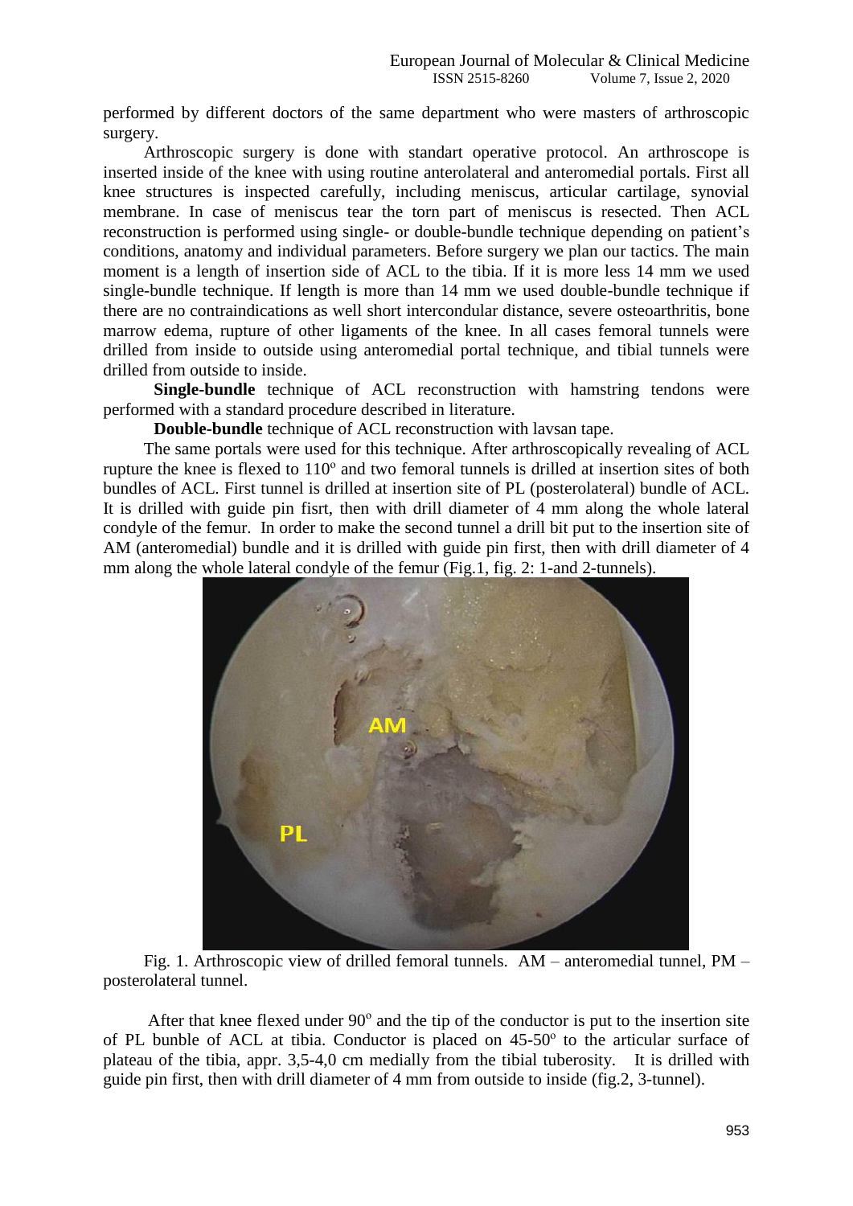performed by different doctors of the same department who were masters of arthroscopic surgery.

Arthroscopic surgery is done with standart operative protocol. An arthroscope is inserted inside of the knee with using routine anterolateral and anteromedial portals. First all knee structures is inspected carefully, including meniscus, articular cartilage, synovial membrane. In case of meniscus tear the torn part of meniscus is resected. Then ACL reconstruction is performed using single- or double-bundle technique depending on patient's conditions, anatomy and individual parameters. Before surgery we plan our tactics. The main moment is a length of insertion side of ACL to the tibia. If it is more less 14 mm we used single-bundle technique. If length is more than 14 mm we used double-bundle technique if there are no contraindications as well short intercondular distance, severe osteoarthritis, bone marrow edema, rupture of other ligaments of the knee. In all cases femoral tunnels were drilled from inside to outside using anteromedial portal technique, and tibial tunnels were drilled from outside to inside.

**Single-bundle** technique of ACL reconstruction with hamstring tendons were performed with a standard procedure described in literature.

**Double-bundle** technique of ACL reconstruction with lavsan tape.

The same portals were used for this technique. After arthroscopically revealing of ACL rupture the knee is flexed to 110° and two femoral tunnels is drilled at insertion sites of both bundles of ACL. First tunnel is drilled at insertion site of PL (posterolateral) bundle of ACL. It is drilled with guide pin fisrt, then with drill diameter of 4 mm along the whole lateral condyle of the femur. In order to make the second tunnel a drill bit put to the insertion site of AM (anteromedial) bundle and it is drilled with guide pin first, then with drill diameter of 4 mm along the whole lateral condyle of the femur (Fig.1, fig. 2: 1-and 2-tunnels).

Fig. 1. Arthroscopic view of drilled femoral tunnels. AM – anteromedial tunnel, PM – posterolateral tunnel.

After that knee flexed under 90° and the tip of the conductor is put to the insertion site of PL bunble of ACL at tibia. Conductor is placed on 45-50° to the articular surface of plateau of the tibia, appr. 3,5-4,0 cm medially from the tibial tuberosity. It is drilled with guide pin first, then with drill diameter of 4 mm from outside to inside (fig.2, 3-tunnel).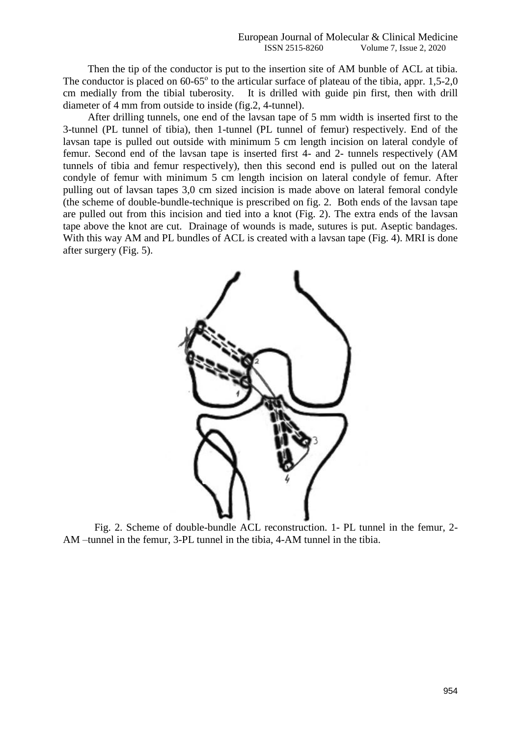Then the tip of the conductor is put to the insertion site of AM bunble of ACL at tibia. The conductor is placed on 60-65º to the articular surface of plateau of the tibia, appr. 1,5-2,0 cm medially from the tibial tuberosity. It is drilled with guide pin first, then with drill diameter of 4 mm from outside to inside (fig.2, 4-tunnel).

After drilling tunnels, one end of the lavsan tape of 5 mm width is inserted first to the 3-tunnel (PL tunnel of tibia), then 1-tunnel (PL tunnel of femur) respectively. End of the lavsan tape is pulled out outside with minimum 5 cm length incision on lateral condyle of femur. Second end of the lavsan tape is inserted first 4- and 2- tunnels respectively (AM tunnels of tibia and femur respectively), then this second end is pulled out on the lateral condyle of femur with minimum 5 cm length incision on lateral condyle of femur. After pulling out of lavsan tapes 3,0 cm sized incision is made above on lateral femoral condyle (the scheme of double-bundle-technique is prescribed on fig. 2. Both ends of the lavsan tape are pulled out from this incision and tied into a knot (Fig. 2). The extra ends of the lavsan tape above the knot are cut. Drainage of wounds is made, sutures is put. Aseptic bandages. With this way AM and PL bundles of ACL is created with a lavsan tape (Fig. 4). MRI is done after surgery (Fig. 5).

Fig. 2. Scheme of double-bundle ACL reconstruction. 1- PL tunnel in the femur, 2- AM –tunnel in the femur, 3-PL tunnel in the tibia, 4-AM tunnel in the tibia.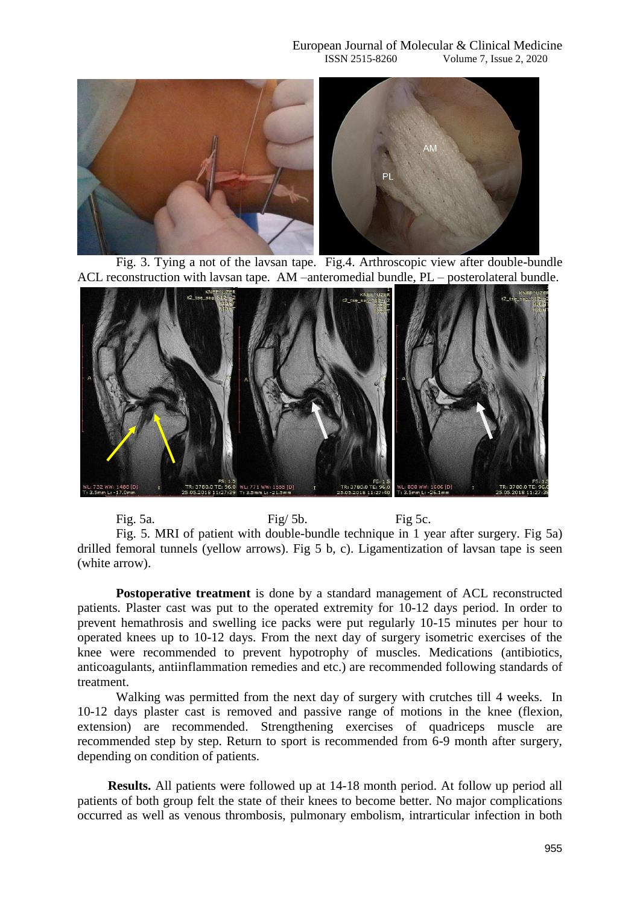Fig. 3. Tying a not of the lavsan tape. Fig.4. Arthroscopic view after double-bundle ACL reconstruction with lavsan tape. AM –anteromedial bundle, PL – posterolateral bundle.

Fig. 5a. Fig/ 5b. Fig 5c.

Fig. 5. MRI of patient with double-bundle technique in 1 year after surgery. Fig 5a) drilled femoral tunnels (yellow arrows). Fig 5 b, c). Ligamentization of lavsan tape is seen (white arrow).

**Postoperative treatment** is done by a standard management of ACL reconstructed patients. Plaster cast was put to the operated extremity for 10-12 days period. In order to prevent hemathrosis and swelling ice packs were put regularly 10-15 minutes per hour to operated knees up to 10-12 days. From the next day of surgery isometric exercises of the knee were recommended to prevent hypotrophy of muscles. Medications (antibiotics, anticoagulants, antiinflammation remedies and etc.) are recommended following standards of treatment.

Walking was permitted from the next day of surgery with crutches till 4 weeks. In 10-12 days plaster cast is removed and passive range of motions in the knee (flexion, extension) are recommended. Strengthening exercises of quadriceps muscle are recommended step by step. Return to sport is recommended from 6-9 month after surgery, depending on condition of patients.

**Results.** All patients were followed up at 14-18 month period. At follow up period all patients of both group felt the state of their knees to become better. No major complications occurred as well as venous thrombosis, pulmonary embolism, intrarticular infection in both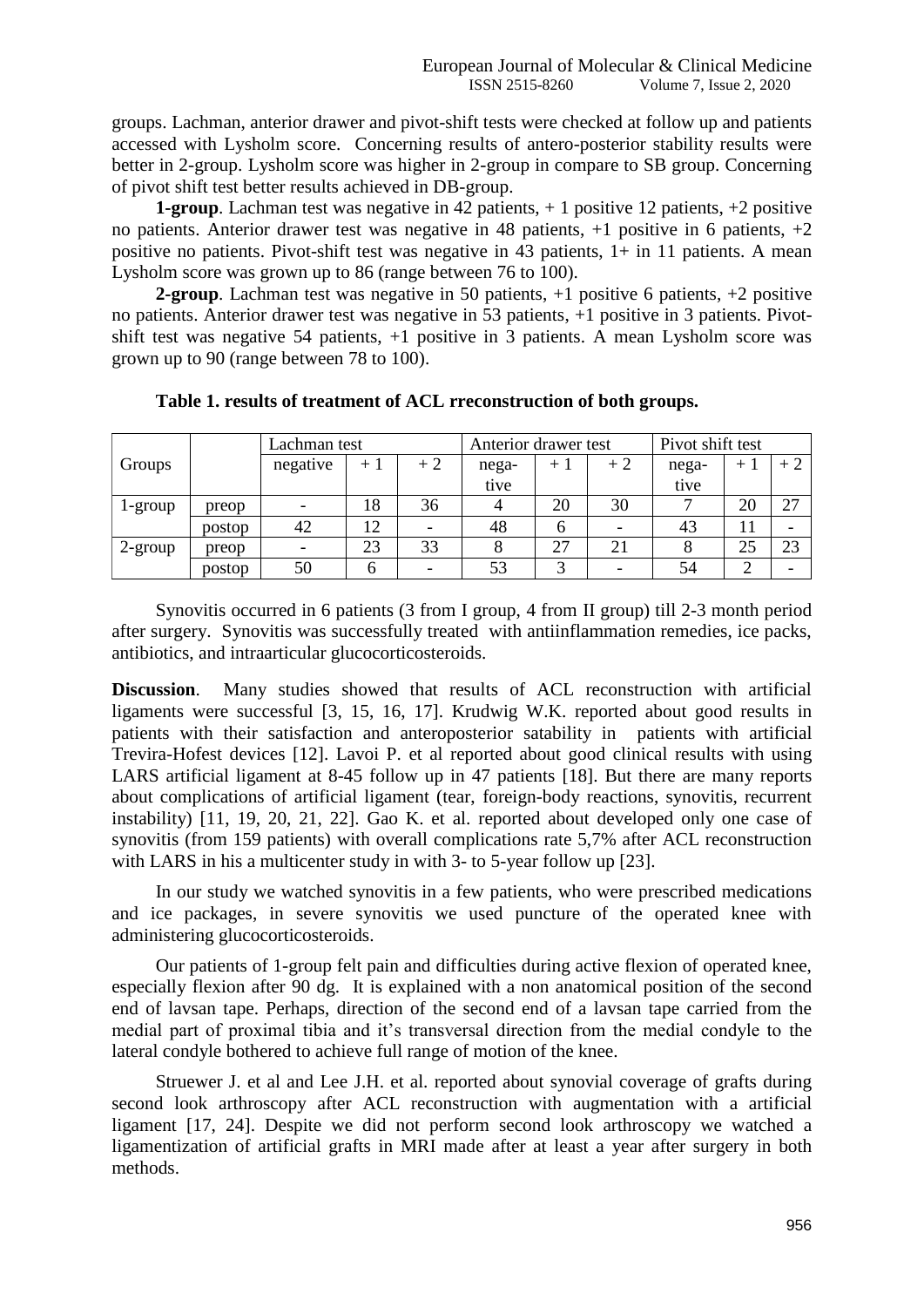groups. Lachman, anterior drawer and pivot-shift tests were checked at follow up and patients accessed with Lysholm score. Concerning results of antero-posterior stability results were better in 2-group. Lysholm score was higher in 2-group in compare to SB group. Concerning of pivot shift test better results achieved in DB-group.

**1-group**. Lachman test was negative in 42 patients, + 1 positive 12 patients, +2 positive no patients. Anterior drawer test was negative in 48 patients, +1 positive in 6 patients, +2 positive no patients. Pivot-shift test was negative in 43 patients, 1+ in 11 patients. A mean Lysholm score was grown up to 86 (range between 76 to 100).

**2-group**. Lachman test was negative in 50 patients, +1 positive 6 patients, +2 positive no patients. Anterior drawer test was negative in 53 patients, +1 positive in 3 patients. Pivot-shift test was negative 54 patients, +1 positive in 3 patients. A mean Lysholm score was grown up to 90 (range between 78 to 100).

**Table 1. results of treatment of ACL rreconstruction of both groups.**

| Groups | | Lachman test | | | Anterior drawer test | | | Pivot shift test | | |
|---|---|---|---|---|---|---|---|---|---|---|
| | | negative | + 1 | + 2 | negative | + 1 | + 2 | negative | + 1 | + 2 |
| 1-group | preop | - | 18 | 36 | 4 | 20 | 30 | 7 | 20 | 27 |
| | postop | 42 | 12 | - | 48 | 6 | - | 43 | 11 | - |
| 2-group | preop | - | 23 | 33 | 8 | 27 | 21 | 8 | 25 | 23 |
| | postop | 50 | 6 | - | 53 | 3 | - | 54 | 2 | - |

Synovitis occurred in 6 patients (3 from I group, 4 from II group) till 2-3 month period after surgery. Synovitis was successfully treated with antiinflammation remedies, ice packs, antibiotics, and intraarticular glucocorticosteroids.

**Discussion**. Many studies showed that results of ACL reconstruction with artificial ligaments were successful [3, 15, 16, 17]. Krudwig W.K. reported about good results in patients with their satisfaction and anteroposterior satability in patients with artificial Trevira-Hofest devices [12]. Lavoi P. et al reported about good clinical results with using LARS artificial ligament at 8-45 follow up in 47 patients [18]. But there are many reports about complications of artificial ligament (tear, foreign-body reactions, synovitis, recurrent instability) [11, 19, 20, 21, 22]. Gao K. et al. reported about developed only one case of synovitis (from 159 patients) with overall complications rate 5,7% after ACL reconstruction with LARS in his a multicenter study in with 3- to 5-year follow up [23].

In our study we watched synovitis in a few patients, who were prescribed medications and ice packages, in severe synovitis we used puncture of the operated knee with administering glucocorticosteroids.

Our patients of 1-group felt pain and difficulties during active flexion of operated knee, especially flexion after 90 dg. It is explained with a non anatomical position of the second end of lavsan tape. Perhaps, direction of the second end of a lavsan tape carried from the medial part of proximal tibia and it's transversal direction from the medial condyle to the lateral condyle bothered to achieve full range of motion of the knee.

Struewer J. et al and Lee J.H. et al. reported about synovial coverage of grafts during second look arthroscopy after ACL reconstruction with augmentation with a artificial ligament [17, 24]. Despite we did not perform second look arthroscopy we watched a ligamentization of artificial grafts in MRI made after at least a year after surgery in both methods.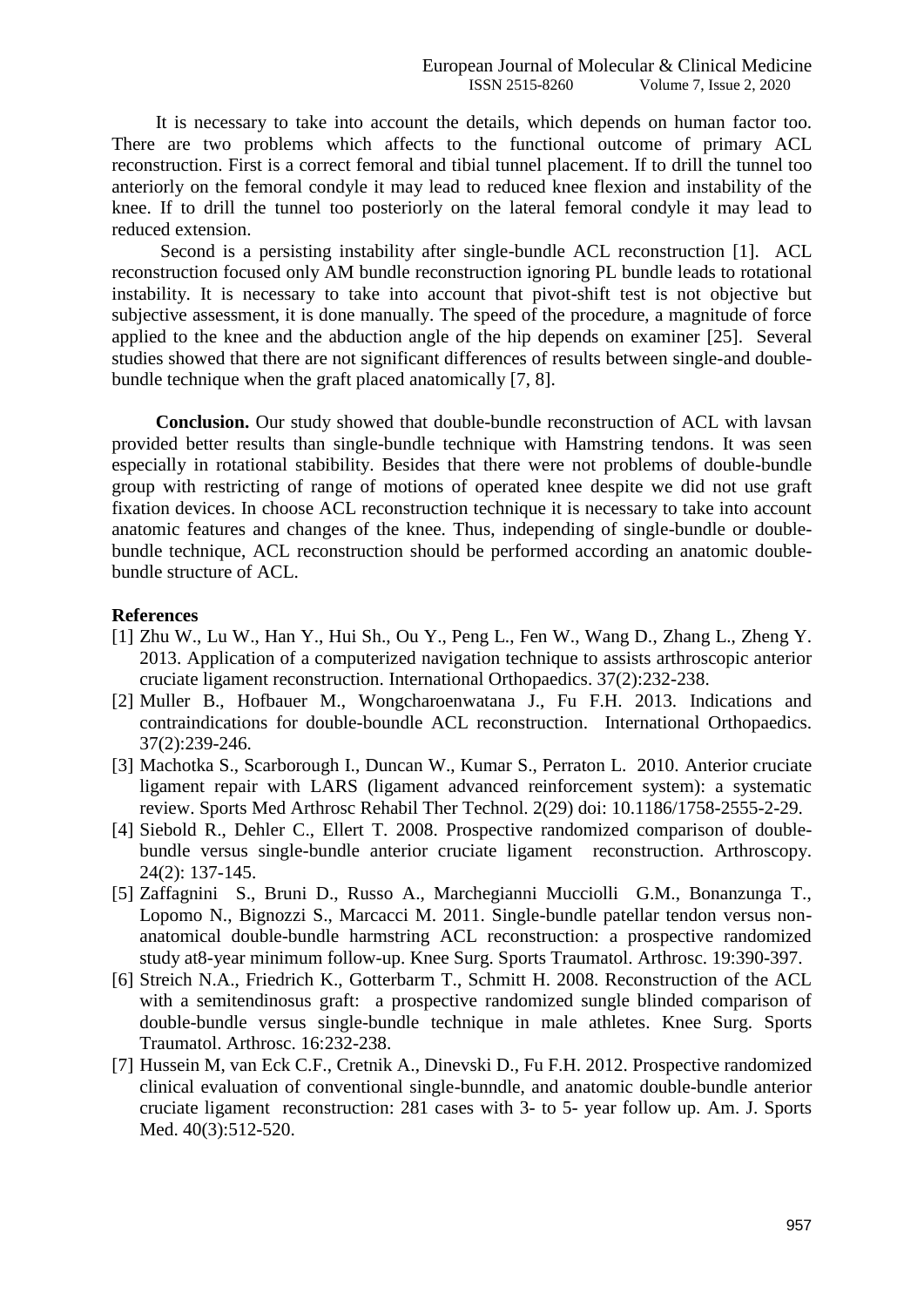It is necessary to take into account the details, which depends on human factor too. There are two problems which affects to the functional outcome of primary ACL reconstruction. First is a correct femoral and tibial tunnel placement. If to drill the tunnel too anteriorly on the femoral condyle it may lead to reduced knee flexion and instability of the knee. If to drill the tunnel too posteriorly on the lateral femoral condyle it may lead to reduced extension.

Second is a persisting instability after single-bundle ACL reconstruction [1]. ACL reconstruction focused only AM bundle reconstruction ignoring PL bundle leads to rotational instability. It is necessary to take into account that pivot-shift test is not objective but subjective assessment, it is done manually. The speed of the procedure, a magnitude of force applied to the knee and the abduction angle of the hip depends on examiner [25]. Several studies showed that there are not significant differences of results between single-and double-bundle technique when the graft placed anatomically [7, 8].

**Conclusion.** Our study showed that double-bundle reconstruction of ACL with lavsan provided better results than single-bundle technique with Hamstring tendons. It was seen especially in rotational stability. Besides that there were not problems of double-bundle group with restricting of range of motions of operated knee despite we did not use graft fixation devices. In choose ACL reconstruction technique it is necessary to take into account anatomic features and changes of the knee. Thus, independing of single-bundle or double-bundle technique, ACL reconstruction should be performed according an anatomic double-bundle structure of ACL.

## References

[1] Zhu W., Lu W., Han Y., Hui Sh., Ou Y., Peng L., Fen W., Wang D., Zhang L., Zheng Y. 2013. Application of a computerized navigation technique to assists arthroscopic anterior cruciate ligament reconstruction. International Orthopaedics. 37(2):232-238.

[2] Muller B., Hofbauer M., Wongcharoenwatana J., Fu F.H. 2013. Indications and contraindications for double-boundle ACL reconstruction. International Orthopaedics. 37(2):239-246.

[3] Machotka S., Scarborough I., Duncan W., Kumar S., Perraton L. 2010. Anterior cruciate ligament repair with LARS (ligament advanced reinforcement system): a systematic review. Sports Med Arthrosc Rehabil Ther Technol. 2(29) doi: 10.1186/1758-2555-2-29.

[4] Siebold R., Dehler C., Ellert T. 2008. Prospective randomized comparison of double-bundle versus single-bundle anterior cruciate ligament reconstruction. Arthroscopy. 24(2): 137-145.

[5] Zaffagnini S., Bruni D., Russo A., Marchegianni Mucciolli G.M., Bonanzunga T., Lopomo N., Bignozzi S., Marcacci M. 2011. Single-bundle patellar tendon versus non-anatomical double-bundle harmstring ACL reconstruction: a prospective randomized study at8-year minimum follow-up. Knee Surg. Sports Traumatol. Arthrosc. 19:390-397.

[6] Streich N.A., Friedrich K., Gotterbarm T., Schmitt H. 2008. Reconstruction of the ACL with a semitendinosus graft: a prospective randomized sungle blinded comparison of double-bundle versus single-bundle technique in male athletes. Knee Surg. Sports Traumatol. Arthrosc. 16:232-238.

[7] Hussein M, van Eck C.F., Cretnik A., Dinevski D., Fu F.H. 2012. Prospective randomized clinical evaluation of conventional single-bunndle, and anatomic double-bundle anterior cruciate ligament reconstruction: 281 cases with 3- to 5- year follow up. Am. J. Sports Med. 40(3):512-520.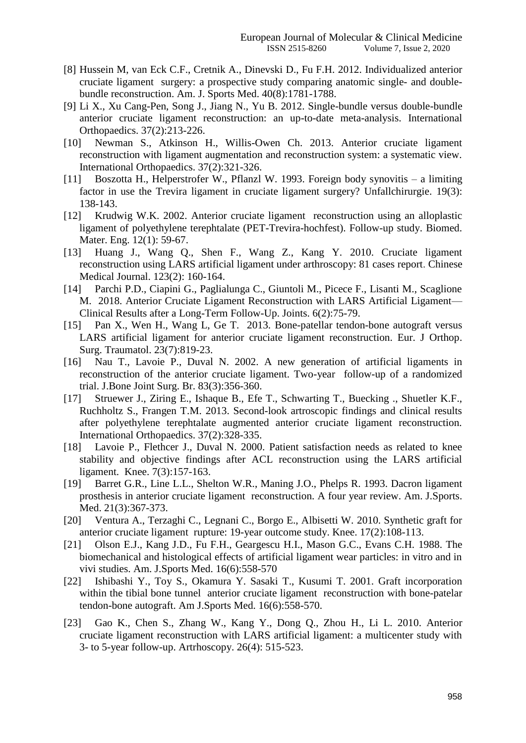[8] Hussein M, van Eck C.F., Cretnik A., Dinevski D., Fu F.H. 2012. Individualized anterior cruciate ligament surgery: a prospective study comparing anatomic single- and double-bundle reconstruction. Am. J. Sports Med. 40(8):1781-1788.

[9] Li X., Xu Cang-Pen, Song J., Jiang N., Yu B. 2012. Single-bundle versus double-bundle anterior cruciate ligament reconstruction: an up-to-date meta-analysis. International Orthopaedics. 37(2):213-226.

[10] Newman S., Atkinson H., Willis-Owen Ch. 2013. Anterior cruciate ligament reconstruction with ligament augmentation and reconstruction system: a systematic view. International Orthopaedics. 37(2):321-326.

[11] Boszotta H., Helperstrofer W., Pflanzl W. 1993. Foreign body synovitis – a limiting factor in use the Trevira ligament in cruciate ligament surgery? Unfallchirurgie. 19(3): 138-143.

[12] Krudwig W.K. 2002. Anterior cruciate ligament reconstruction using an alloplastic ligament of polyethylene terephtalate (PET-Trevira-hochfest). Follow-up study. Biomed. Mater. Eng. 12(1): 59-67.

[13] Huang J., Wang Q., Shen F., Wang Z., Kang Y. 2010. Cruciate ligament reconstruction using LARS artificial ligament under arthroscopy: 81 cases report. Chinese Medical Journal. 123(2): 160-164.

[14] Parchi P.D., Ciapini G., Paglialunga C., Giuntoli M., Picece F., Lisanti M., Scaglione M. 2018. Anterior Cruciate Ligament Reconstruction with LARS Artificial Ligament—Clinical Results after a Long-Term Follow-Up. Joints. 6(2):75-79.

[15] Pan X., Wen H., Wang L, Ge T. 2013. Bone-patellar tendon-bone autograft versus LARS artificial ligament for anterior cruciate ligament reconstruction. Eur. J Orthop. Surg. Traumatol. 23(7):819-23.

[16] Nau T., Lavoie P., Duval N. 2002. A new generation of artificial ligaments in reconstruction of the anterior cruciate ligament. Two-year follow-up of a randomized trial. J.Bone Joint Surg. Br. 83(3):356-360.

[17] Struewer J., Ziring E., Ishaque B., Efe T., Schwarting T., Buecking ., Shuetler K.F., Ruchholtz S., Frangen T.M. 2013. Second-look artroscopic findings and clinical results after polyethylene terephtalate augmented anterior cruciate ligament reconstruction. International Orthopaedics. 37(2):328-335.

[18] Lavoie P., Flethcer J., Duval N. 2000. Patient satisfaction needs as related to knee stability and objective findings after ACL reconstruction using the LARS artificial ligament. Knee. 7(3):157-163.

[19] Barret G.R., Line L.L., Shelton W.R., Maning J.O., Phelps R. 1993. Dacron ligament prosthesis in anterior cruciate ligament reconstruction. A four year review. Am. J.Sports. Med. 21(3):367-373.

[20] Ventura A., Terzaghi C., Legnani C., Borgo E., Albisetti W. 2010. Synthetic graft for anterior cruciate ligament rupture: 19-year outcome study. Knee. 17(2):108-113.

[21] Olson E.J., Kang J.D., Fu F.H., Geargescu H.I., Mason G.C., Evans C.H. 1988. The biomechanical and histological effects of artificial ligament wear particles: in vitro and in vivi studies. Am. J.Sports Med. 16(6):558-570

[22] Ishibashi Y., Toy S., Okamura Y. Sasaki T., Kusumi T. 2001. Graft incorporation within the tibial bone tunnel anterior cruciate ligament reconstruction with bone-patelar tendon-bone autograft. Am J.Sports Med. 16(6):558-570.

[23] Gao K., Chen S., Zhang W., Kang Y., Dong Q., Zhou H., Li L. 2010. Anterior cruciate ligament reconstruction with LARS artificial ligament: a multicenter study with 3- to 5-year follow-up. Artrhoscopy. 26(4): 515-523.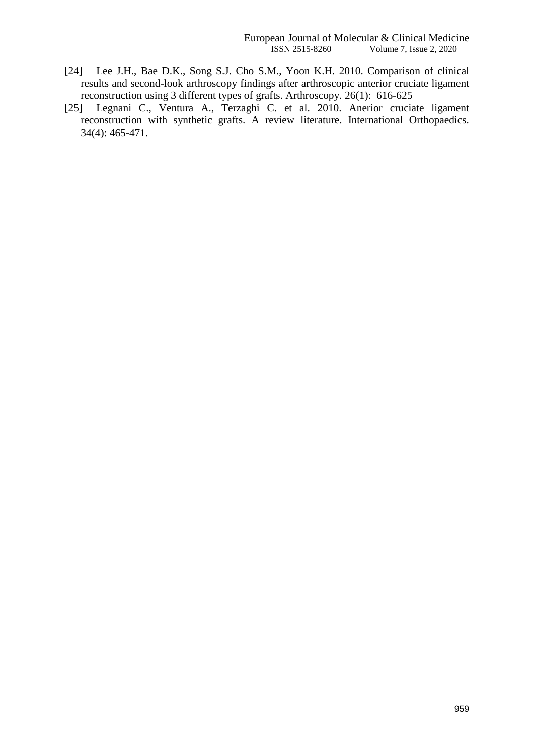[24] Lee J.H., Bae D.K., Song S.J. Cho S.M., Yoon K.H. 2010. Comparison of clinical results and second-look arthroscopy findings after arthroscopic anterior cruciate ligament reconstruction using 3 different types of grafts. Arthroscopy. 26(1): 616-625

[25] Legnani C., Ventura A., Terzaghi C. et al. 2010. Anerior cruciate ligament reconstruction with synthetic grafts. A review literature. International Orthopaedics. 34(4): 465-471.